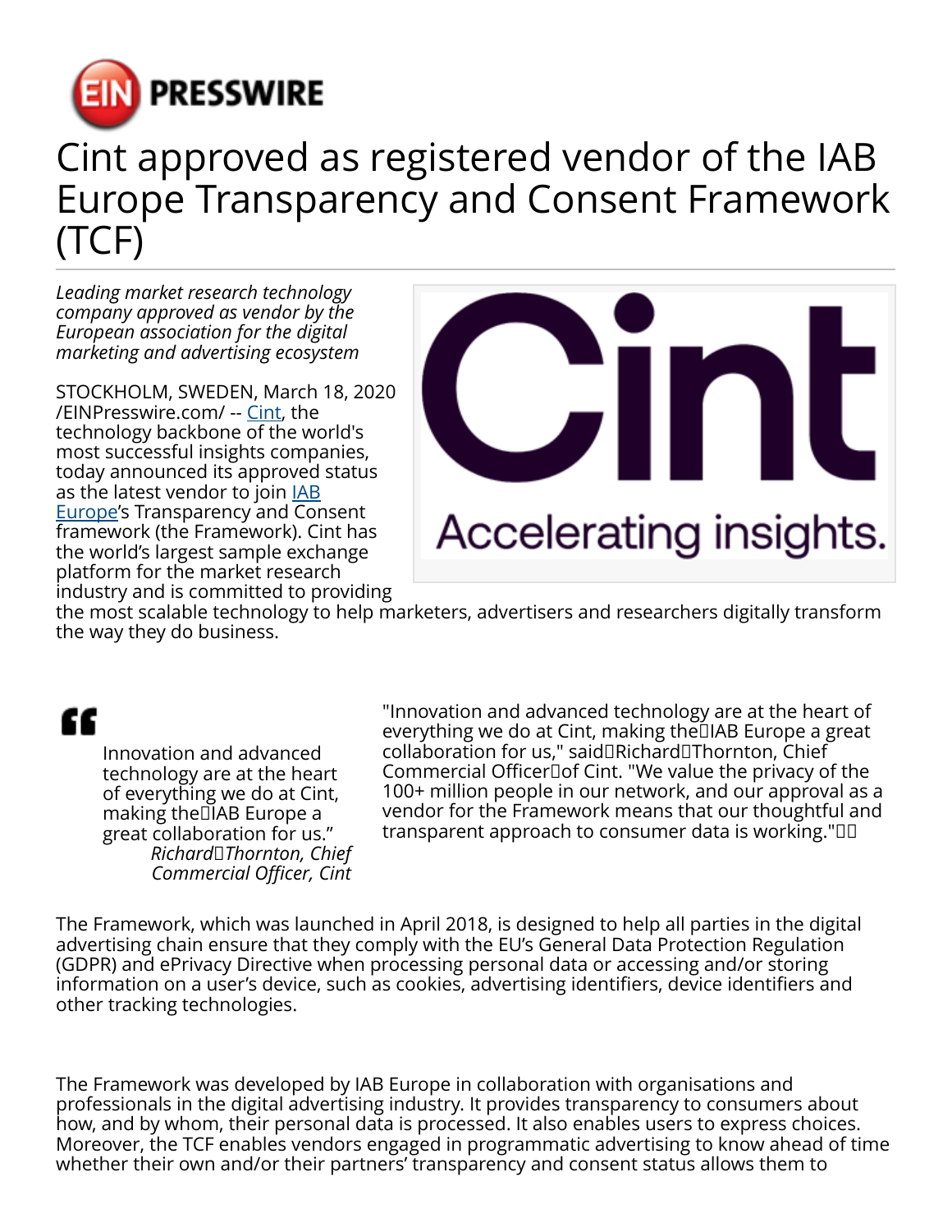# Cint approved as registered vendor of the IAB Europe Transparency and Consent Framework (TCF)

*Leading market research technology company approved as vendor by the European association for the digital marketing and advertising ecosystem*

STOCKHOLM, SWEDEN, March 18, 2020 /EINPresswire.com/ -- Cint, the technology backbone of the world's most successful insights companies, today announced its approved status as the latest vendor to join IAB Europe's Transparency and Consent framework (the Framework). Cint has the world's largest sample exchange platform for the market research industry and is committed to providing the most scalable technology to help marketers, advertisers and researchers digitally transform the way they do business.

> Innovation and advanced technology are at the heart of everything we do at Cint, making the IAB Europe a great collaboration for us."
>
> *Richard Thornton, Chief Commercial Officer, Cint*

"Innovation and advanced technology are at the heart of everything we do at Cint, making the IAB Europe a great collaboration for us," said Richard Thornton, Chief Commercial Officer of Cint. "We value the privacy of the 100+ million people in our network, and our approval as a vendor for the Framework means that our thoughtful and transparent approach to consumer data is working."

The Framework, which was launched in April 2018, is designed to help all parties in the digital advertising chain ensure that they comply with the EU's General Data Protection Regulation (GDPR) and ePrivacy Directive when processing personal data or accessing and/or storing information on a user's device, such as cookies, advertising identifiers, device identifiers and other tracking technologies.

The Framework was developed by IAB Europe in collaboration with organisations and professionals in the digital advertising industry. It provides transparency to consumers about how, and by whom, their personal data is processed. It also enables users to express choices. Moreover, the TCF enables vendors engaged in programmatic advertising to know ahead of time whether their own and/or their partners' transparency and consent status allows them to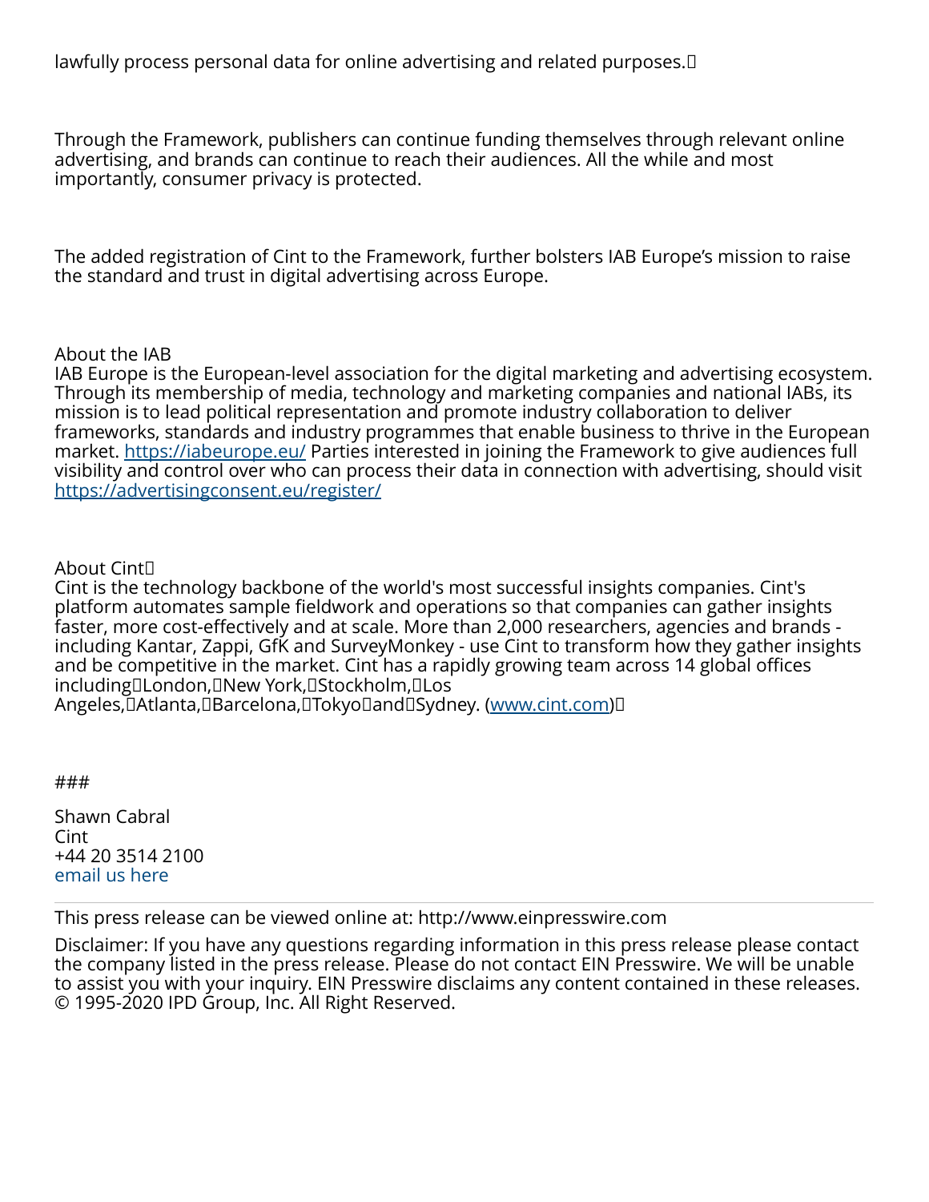lawfully process personal data for online advertising and related purposes.

Through the Framework, publishers can continue funding themselves through relevant online advertising, and brands can continue to reach their audiences. All the while and most importantly, consumer privacy is protected.

The added registration of Cint to the Framework, further bolsters IAB Europe's mission to raise the standard and trust in digital advertising across Europe.

About the IAB
IAB Europe is the European-level association for the digital marketing and advertising ecosystem. Through its membership of media, technology and marketing companies and national IABs, its mission is to lead political representation and promote industry collaboration to deliver frameworks, standards and industry programmes that enable business to thrive in the European market. https://iabeurope.eu/ Parties interested in joining the Framework to give audiences full visibility and control over who can process their data in connection with advertising, should visit https://advertisingconsent.eu/register/

About Cint
Cint is the technology backbone of the world's most successful insights companies. Cint's platform automates sample fieldwork and operations so that companies can gather insights faster, more cost-effectively and at scale. More than 2,000 researchers, agencies and brands - including Kantar, Zappi, GfK and SurveyMonkey - use Cint to transform how they gather insights and be competitive in the market. Cint has a rapidly growing team across 14 global offices including London, New York, Stockholm, Los Angeles, Atlanta, Barcelona, Tokyo and Sydney. (www.cint.com)

###

Shawn Cabral
Cint
+44 20 3514 2100
email us here

This press release can be viewed online at: http://www.einpresswire.com

Disclaimer: If you have any questions regarding information in this press release please contact the company listed in the press release. Please do not contact EIN Presswire. We will be unable to assist you with your inquiry. EIN Presswire disclaims any content contained in these releases. © 1995-2020 IPD Group, Inc. All Right Reserved.